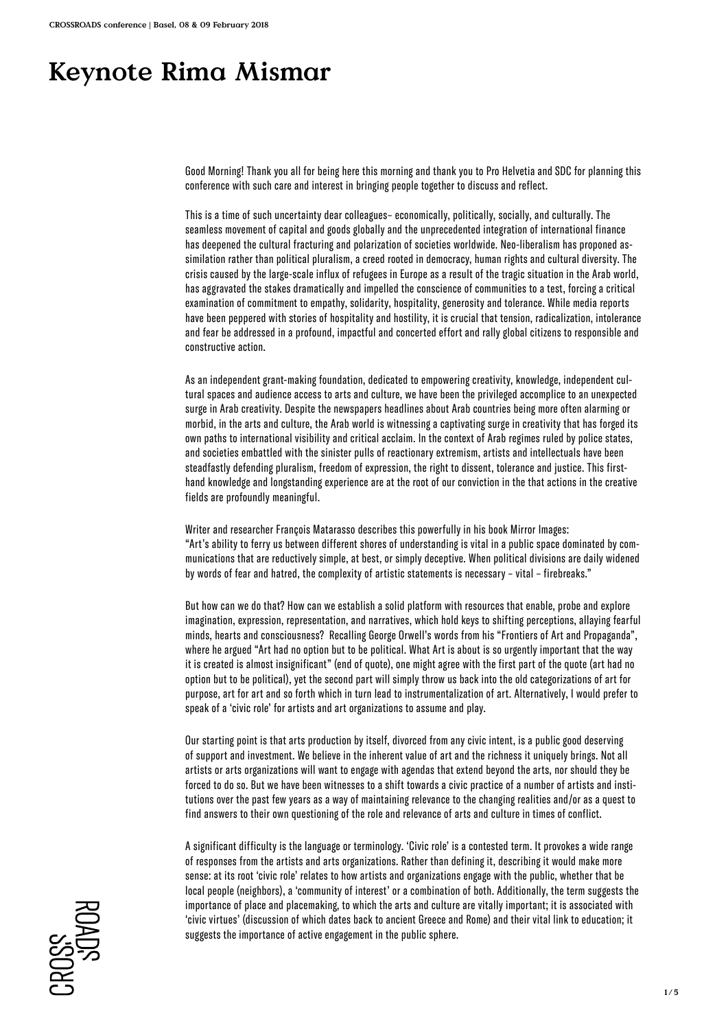# Keynote Rima Mismar

Good Morning! Thank you all for being here this morning and thank you to Pro Helvetia and SDC for planning this conference with such care and interest in bringing people together to discuss and reflect.

This is a time of such uncertainty dear colleagues– economically, politically, socially, and culturally. The seamless movement of capital and goods globally and the unprecedented integration of international finance has deepened the cultural fracturing and polarization of societies worldwide. Neo-liberalism has proponed assimilation rather than political pluralism, a creed rooted in democracy, human rights and cultural diversity. The crisis caused by the large-scale influx of refugees in Europe as a result of the tragic situation in the Arab world, has aggravated the stakes dramatically and impelled the conscience of communities to a test, forcing a critical examination of commitment to empathy, solidarity, hospitality, generosity and tolerance. While media reports have been peppered with stories of hospitality and hostility, it is crucial that tension, radicalization, intolerance and fear be addressed in a profound, impactful and concerted effort and rally global citizens to responsible and constructive action.

As an independent grant-making foundation, dedicated to empowering creativity, knowledge, independent cultural spaces and audience access to arts and culture, we have been the privileged accomplice to an unexpected surge in Arab creativity. Despite the newspapers headlines about Arab countries being more often alarming or morbid, in the arts and culture, the Arab world is witnessing a captivating surge in creativity that has forged its own paths to international visibility and critical acclaim. In the context of Arab regimes ruled by police states, and societies embattled with the sinister pulls of reactionary extremism, artists and intellectuals have been steadfastly defending pluralism, freedom of expression, the right to dissent, tolerance and justice. This first-hand knowledge and longstanding experience are at the root of our conviction in the that actions in the creative fields are profoundly meaningful.

Writer and researcher François Matarasso describes this powerfully in his book Mirror Images:
"Art's ability to ferry us between different shores of understanding is vital in a public space dominated by communications that are reductively simple, at best, or simply deceptive. When political divisions are daily widened by words of fear and hatred, the complexity of artistic statements is necessary – vital – firebreaks."

But how can we do that? How can we establish a solid platform with resources that enable, probe and explore imagination, expression, representation, and narratives, which hold keys to shifting perceptions, allaying fearful minds, hearts and consciousness? Recalling George Orwell's words from his "Frontiers of Art and Propaganda", where he argued "Art had no option but to be political. What Art is about is so urgently important that the way it is created is almost insignificant" (end of quote), one might agree with the first part of the quote (art had no option but to be political), yet the second part will simply throw us back into the old categorizations of art for purpose, art for art and so forth which in turn lead to instrumentalization of art. Alternatively, I would prefer to speak of a 'civic role' for artists and art organizations to assume and play.

Our starting point is that arts production by itself, divorced from any civic intent, is a public good deserving of support and investment. We believe in the inherent value of art and the richness it uniquely brings. Not all artists or arts organizations will want to engage with agendas that extend beyond the arts, nor should they be forced to do so. But we have been witnesses to a shift towards a civic practice of a number of artists and institutions over the past few years as a way of maintaining relevance to the changing realities and/or as a quest to find answers to their own questioning of the role and relevance of arts and culture in times of conflict.

A significant difficulty is the language or terminology. 'Civic role' is a contested term. It provokes a wide range of responses from the artists and arts organizations. Rather than defining it, describing it would make more sense: at its root 'civic role' relates to how artists and organizations engage with the public, whether that be local people (neighbors), a 'community of interest' or a combination of both. Additionally, the term suggests the importance of place and placemaking, to which the arts and culture are vitally important; it is associated with 'civic virtues' (discussion of which dates back to ancient Greece and Rome) and their vital link to education; it suggests the importance of active engagement in the public sphere.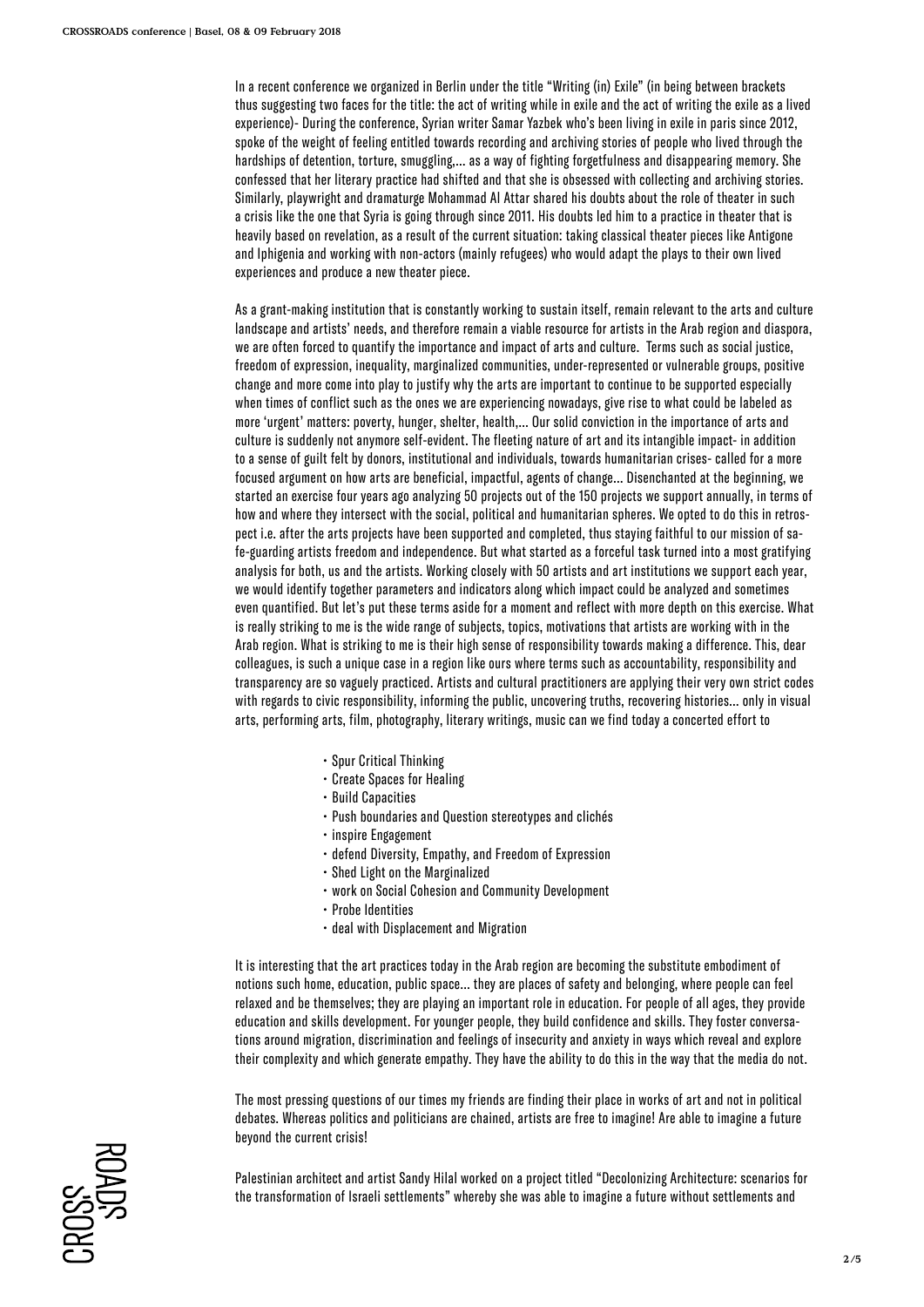In a recent conference we organized in Berlin under the title "Writing (in) Exile" (in being between brackets thus suggesting two faces for the title: the act of writing while in exile and the act of writing the exile as a lived experience)- During the conference, Syrian writer Samar Yazbek who's been living in exile in paris since 2012, spoke of the weight of feeling entitled towards recording and archiving stories of people who lived through the hardships of detention, torture, smuggling,… as a way of fighting forgetfulness and disappearing memory. She confessed that her literary practice had shifted and that she is obsessed with collecting and archiving stories. Similarly, playwright and dramaturge Mohammad Al Attar shared his doubts about the role of theater in such a crisis like the one that Syria is going through since 2011. His doubts led him to a practice in theater that is heavily based on revelation, as a result of the current situation: taking classical theater pieces like Antigone and Iphigenia and working with non-actors (mainly refugees) who would adapt the plays to their own lived experiences and produce a new theater piece.

As a grant-making institution that is constantly working to sustain itself, remain relevant to the arts and culture landscape and artists' needs, and therefore remain a viable resource for artists in the Arab region and diaspora, we are often forced to quantify the importance and impact of arts and culture. Terms such as social justice, freedom of expression, inequality, marginalized communities, under-represented or vulnerable groups, positive change and more come into play to justify why the arts are important to continue to be supported especially when times of conflict such as the ones we are experiencing nowadays, give rise to what could be labeled as more 'urgent' matters: poverty, hunger, shelter, health,… Our solid conviction in the importance of arts and culture is suddenly not anymore self-evident. The fleeting nature of art and its intangible impact- in addition to a sense of guilt felt by donors, institutional and individuals, towards humanitarian crises- called for a more focused argument on how arts are beneficial, impactful, agents of change… Disenchanted at the beginning, we started an exercise four years ago analyzing 50 projects out of the 150 projects we support annually, in terms of how and where they intersect with the social, political and humanitarian spheres. We opted to do this in retrospect i.e. after the arts projects have been supported and completed, thus staying faithful to our mission of safe-guarding artists freedom and independence. But what started as a forceful task turned into a most gratifying analysis for both, us and the artists. Working closely with 50 artists and art institutions we support each year, we would identify together parameters and indicators along which impact could be analyzed and sometimes even quantified. But let's put these terms aside for a moment and reflect with more depth on this exercise. What is really striking to me is the wide range of subjects, topics, motivations that artists are working with in the Arab region. What is striking to me is their high sense of responsibility towards making a difference. This, dear colleagues, is such a unique case in a region like ours where terms such as accountability, responsibility and transparency are so vaguely practiced. Artists and cultural practitioners are applying their very own strict codes with regards to civic responsibility, informing the public, uncovering truths, recovering histories… only in visual arts, performing arts, film, photography, literary writings, music can we find today a concerted effort to

- Spur Critical Thinking
- Create Spaces for Healing
- Build Capacities
- Push boundaries and Question stereotypes and clichés
- inspire Engagement
- defend Diversity, Empathy, and Freedom of Expression
- Shed Light on the Marginalized
- work on Social Cohesion and Community Development
- Probe Identities
- deal with Displacement and Migration

It is interesting that the art practices today in the Arab region are becoming the substitute embodiment of notions such home, education, public space… they are places of safety and belonging, where people can feel relaxed and be themselves; they are playing an important role in education. For people of all ages, they provide education and skills development. For younger people, they build confidence and skills. They foster conversations around migration, discrimination and feelings of insecurity and anxiety in ways which reveal and explore their complexity and which generate empathy. They have the ability to do this in the way that the media do not.

The most pressing questions of our times my friends are finding their place in works of art and not in political debates. Whereas politics and politicians are chained, artists are free to imagine! Are able to imagine a future beyond the current crisis!

Palestinian architect and artist Sandy Hilal worked on a project titled "Decolonizing Architecture: scenarios for the transformation of Israeli settlements" whereby she was able to imagine a future without settlements and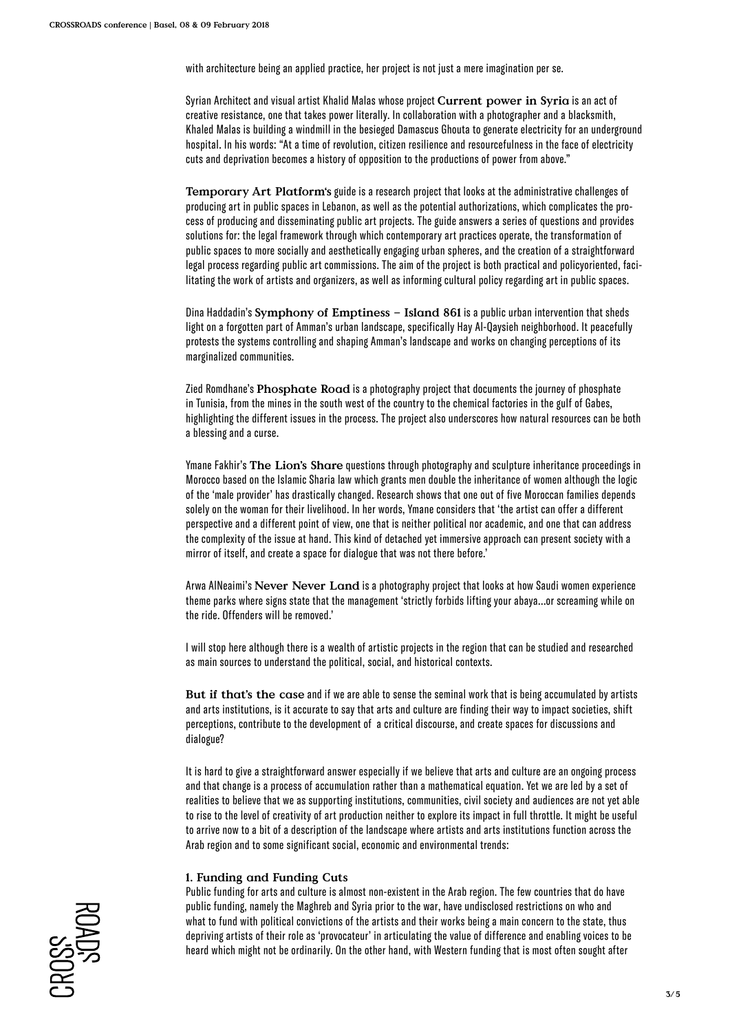with architecture being an applied practice, her project is not just a mere imagination per se.

Syrian Architect and visual artist Khalid Malas whose project **Current power in Syria** is an act of creative resistance, one that takes power literally. In collaboration with a photographer and a blacksmith, Khaled Malas is building a windmill in the besieged Damascus Ghouta to generate electricity for an underground hospital. In his words: “At a time of revolution, citizen resilience and resourcefulness in the face of electricity cuts and deprivation becomes a history of opposition to the productions of power from above.”

**Temporary Art Platform's** guide is a research project that looks at the administrative challenges of producing art in public spaces in Lebanon, as well as the potential authorizations, which complicates the process of producing and disseminating public art projects. The guide answers a series of questions and provides solutions for: the legal framework through which contemporary art practices operate, the transformation of public spaces to more socially and aesthetically engaging urban spheres, and the creation of a straightforward legal process regarding public art commissions. The aim of the project is both practical and policyoriented, facilitating the work of artists and organizers, as well as informing cultural policy regarding art in public spaces.

Dina Haddadin's **Symphony of Emptiness – Island 861** is a public urban intervention that sheds light on a forgotten part of Amman's urban landscape, specifically Hay Al-Qaysieh neighborhood. It peacefully protests the systems controlling and shaping Amman's landscape and works on changing perceptions of its marginalized communities.

Zied Romdhane's **Phosphate Road** is a photography project that documents the journey of phosphate in Tunisia, from the mines in the south west of the country to the chemical factories in the gulf of Gabes, highlighting the different issues in the process. The project also underscores how natural resources can be both a blessing and a curse.

Ymane Fakhir's **The Lion's Share** questions through photography and sculpture inheritance proceedings in Morocco based on the Islamic Sharia law which grants men double the inheritance of women although the logic of the ‘male provider’ has drastically changed. Research shows that one out of five Moroccan families depends solely on the woman for their livelihood. In her words, Ymane considers that ‘the artist can offer a different perspective and a different point of view, one that is neither political nor academic, and one that can address the complexity of the issue at hand. This kind of detached yet immersive approach can present society with a mirror of itself, and create a space for dialogue that was not there before.’

Arwa AlNeaimi's **Never Never Land** is a photography project that looks at how Saudi women experience theme parks where signs state that the management ‘strictly forbids lifting your abaya...or screaming while on the ride. Offenders will be removed.’

I will stop here although there is a wealth of artistic projects in the region that can be studied and researched as main sources to understand the political, social, and historical contexts.

**But if that's the case** and if we are able to sense the seminal work that is being accumulated by artists and arts institutions, is it accurate to say that arts and culture are finding their way to impact societies, shift perceptions, contribute to the development of a critical discourse, and create spaces for discussions and dialogue?

It is hard to give a straightforward answer especially if we believe that arts and culture are an ongoing process and that change is a process of accumulation rather than a mathematical equation. Yet we are led by a set of realities to believe that we as supporting institutions, communities, civil society and audiences are not yet able to rise to the level of creativity of art production neither to explore its impact in full throttle. It might be useful to arrive now to a bit of a description of the landscape where artists and arts institutions function across the Arab region and to some significant social, economic and environmental trends:

### 1. Funding and Funding Cuts

Public funding for arts and culture is almost non-existent in the Arab region. The few countries that do have public funding, namely the Maghreb and Syria prior to the war, have undisclosed restrictions on who and what to fund with political convictions of the artists and their works being a main concern to the state, thus depriving artists of their role as ‘provocateur’ in articulating the value of difference and enabling voices to be heard which might not be ordinarily. On the other hand, with Western funding that is most often sought after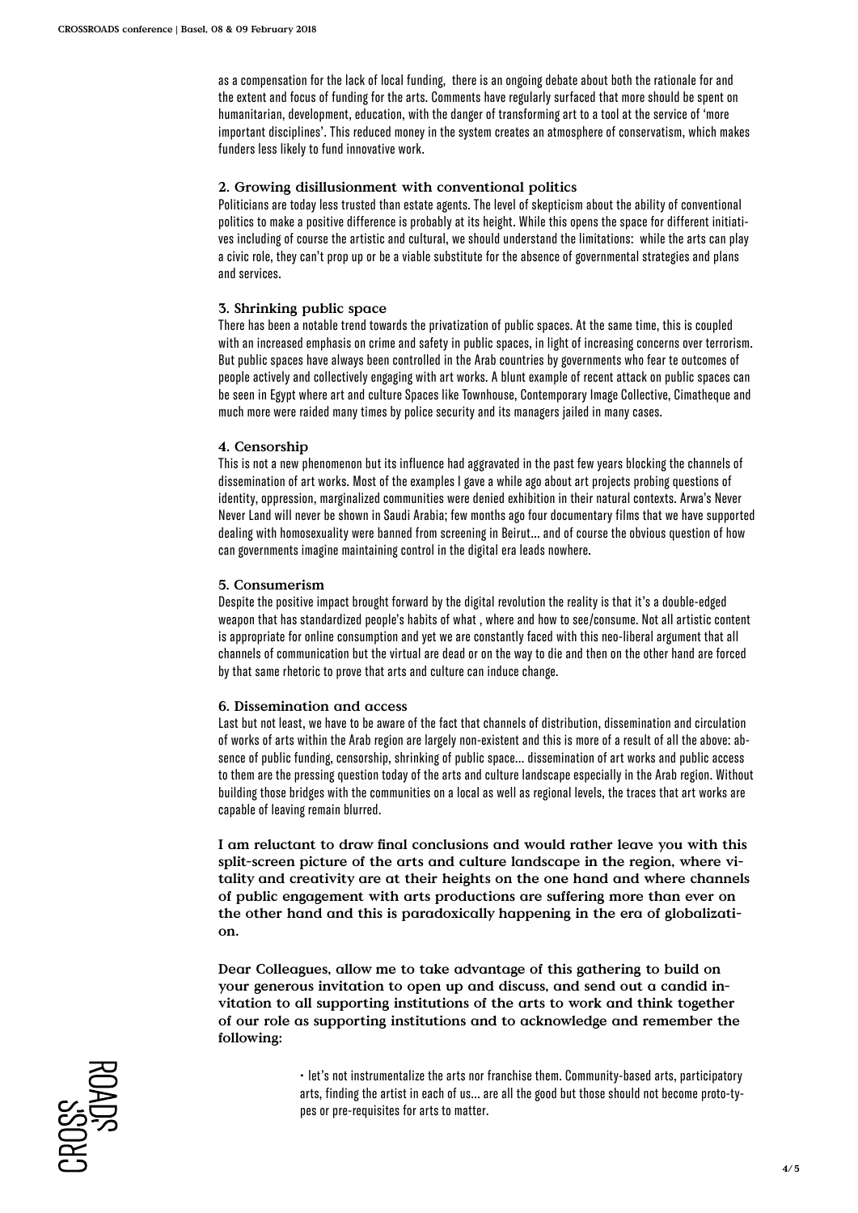as a compensation for the lack of local funding, there is an ongoing debate about both the rationale for and the extent and focus of funding for the arts. Comments have regularly surfaced that more should be spent on humanitarian, development, education, with the danger of transforming art to a tool at the service of 'more important disciplines'. This reduced money in the system creates an atmosphere of conservatism, which makes funders less likely to fund innovative work.

### 2. Growing disillusionment with conventional politics

Politicians are today less trusted than estate agents. The level of skepticism about the ability of conventional politics to make a positive difference is probably at its height. While this opens the space for different initiatives including of course the artistic and cultural, we should understand the limitations: while the arts can play a civic role, they can't prop up or be a viable substitute for the absence of governmental strategies and plans and services.

### 3. Shrinking public space

There has been a notable trend towards the privatization of public spaces. At the same time, this is coupled with an increased emphasis on crime and safety in public spaces, in light of increasing concerns over terrorism. But public spaces have always been controlled in the Arab countries by governments who fear te outcomes of people actively and collectively engaging with art works. A blunt example of recent attack on public spaces can be seen in Egypt where art and culture Spaces like Townhouse, Contemporary Image Collective, Cimatheque and much more were raided many times by police security and its managers jailed in many cases.

### 4. Censorship

This is not a new phenomenon but its influence had aggravated in the past few years blocking the channels of dissemination of art works. Most of the examples I gave a while ago about art projects probing questions of identity, oppression, marginalized communities were denied exhibition in their natural contexts. Arwa's Never Never Land will never be shown in Saudi Arabia; few months ago four documentary films that we have supported dealing with homosexuality were banned from screening in Beirut… and of course the obvious question of how can governments imagine maintaining control in the digital era leads nowhere.

### 5. Consumerism

Despite the positive impact brought forward by the digital revolution the reality is that it's a double-edged weapon that has standardized people's habits of what , where and how to see/consume. Not all artistic content is appropriate for online consumption and yet we are constantly faced with this neo-liberal argument that all channels of communication but the virtual are dead or on the way to die and then on the other hand are forced by that same rhetoric to prove that arts and culture can induce change.

### 6. Dissemination and access

Last but not least, we have to be aware of the fact that channels of distribution, dissemination and circulation of works of arts within the Arab region are largely non-existent and this is more of a result of all the above: absence of public funding, censorship, shrinking of public space… dissemination of art works and public access to them are the pressing question today of the arts and culture landscape especially in the Arab region. Without building those bridges with the communities on a local as well as regional levels, the traces that art works are capable of leaving remain blurred.

**I am reluctant to draw final conclusions and would rather leave you with this split-screen picture of the arts and culture landscape in the region, where vitality and creativity are at their heights on the one hand and where channels of public engagement with arts productions are suffering more than ever on the other hand and this is paradoxically happening in the era of globalization.**

**Dear Colleagues, allow me to take advantage of this gathering to build on your generous invitation to open up and discuss, and send out a candid invitation to all supporting institutions of the arts to work and think together of our role as supporting institutions and to acknowledge and remember the following:**

- let's not instrumentalize the arts nor franchise them. Community-based arts, participatory arts, finding the artist in each of us… are all the good but those should not become proto-types or pre-requisites for arts to matter.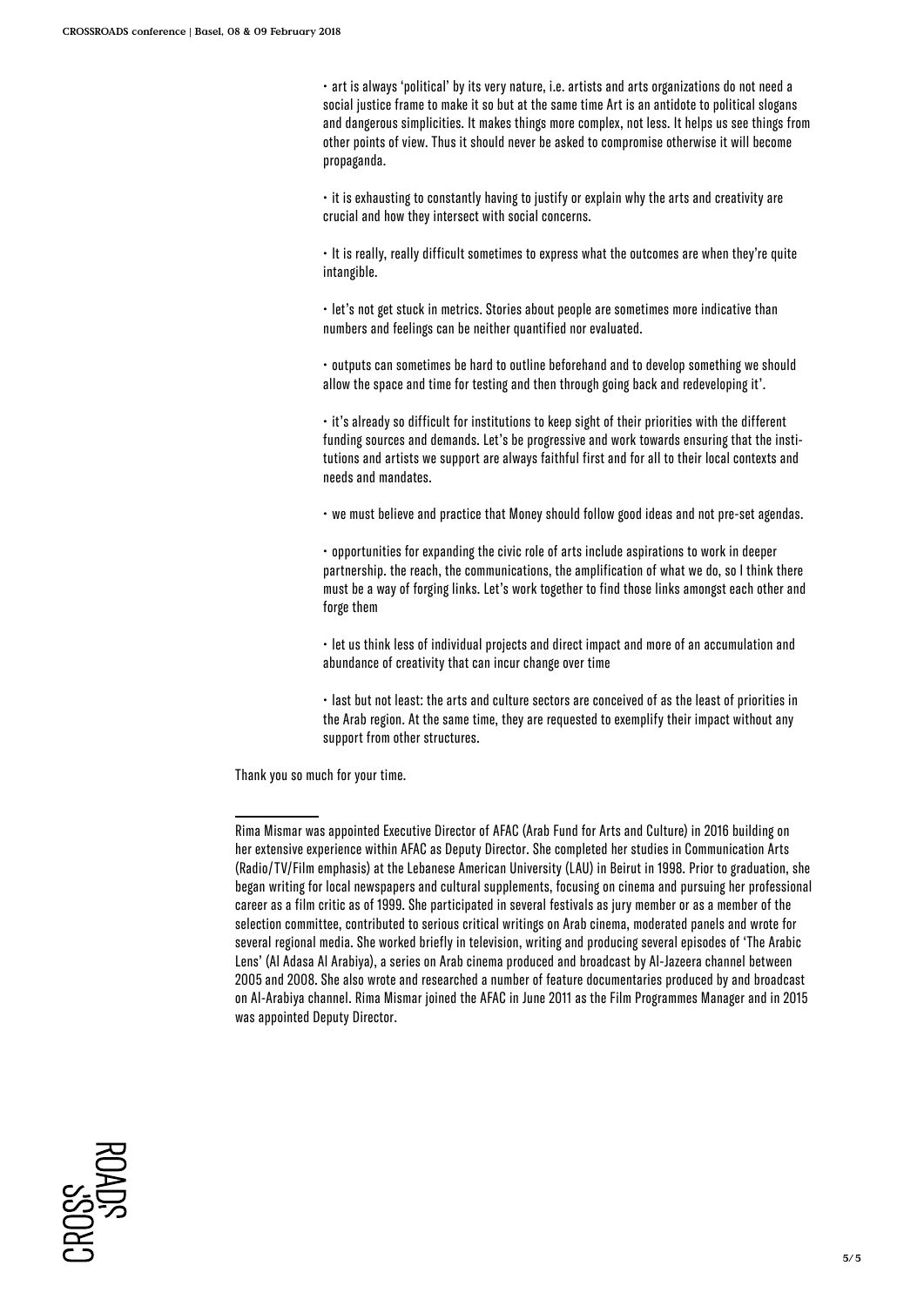- art is always 'political' by its very nature, i.e. artists and arts organizations do not need a social justice frame to make it so but at the same time Art is an antidote to political slogans and dangerous simplicities. It makes things more complex, not less. It helps us see things from other points of view. Thus it should never be asked to compromise otherwise it will become propaganda.

- it is exhausting to constantly having to justify or explain why the arts and creativity are crucial and how they intersect with social concerns.

- It is really, really difficult sometimes to express what the outcomes are when they're quite intangible.

- let's not get stuck in metrics. Stories about people are sometimes more indicative than numbers and feelings can be neither quantified nor evaluated.

- outputs can sometimes be hard to outline beforehand and to develop something we should allow the space and time for testing and then through going back and redeveloping it'.

- it's already so difficult for institutions to keep sight of their priorities with the different funding sources and demands. Let's be progressive and work towards ensuring that the institutions and artists we support are always faithful first and for all to their local contexts and needs and mandates.

- we must believe and practice that Money should follow good ideas and not pre-set agendas.

- opportunities for expanding the civic role of arts include aspirations to work in deeper partnership. the reach, the communications, the amplification of what we do, so I think there must be a way of forging links. Let's work together to find those links amongst each other and forge them

- let us think less of individual projects and direct impact and more of an accumulation and abundance of creativity that can incur change over time

- last but not least: the arts and culture sectors are conceived of as the least of priorities in the Arab region. At the same time, they are requested to exemplify their impact without any support from other structures.

Thank you so much for your time.

---

Rima Mismar was appointed Executive Director of AFAC (Arab Fund for Arts and Culture) in 2016 building on her extensive experience within AFAC as Deputy Director. She completed her studies in Communication Arts (Radio/TV/Film emphasis) at the Lebanese American University (LAU) in Beirut in 1998. Prior to graduation, she began writing for local newspapers and cultural supplements, focusing on cinema and pursuing her professional career as a film critic as of 1999. She participated in several festivals as jury member or as a member of the selection committee, contributed to serious critical writings on Arab cinema, moderated panels and wrote for several regional media. She worked briefly in television, writing and producing several episodes of 'The Arabic Lens' (Al Adasa Al Arabiya), a series on Arab cinema produced and broadcast by Al-Jazeera channel between 2005 and 2008. She also wrote and researched a number of feature documentaries produced by and broadcast on Al-Arabiya channel. Rima Mismar joined the AFAC in June 2011 as the Film Programmes Manager and in 2015 was appointed Deputy Director.